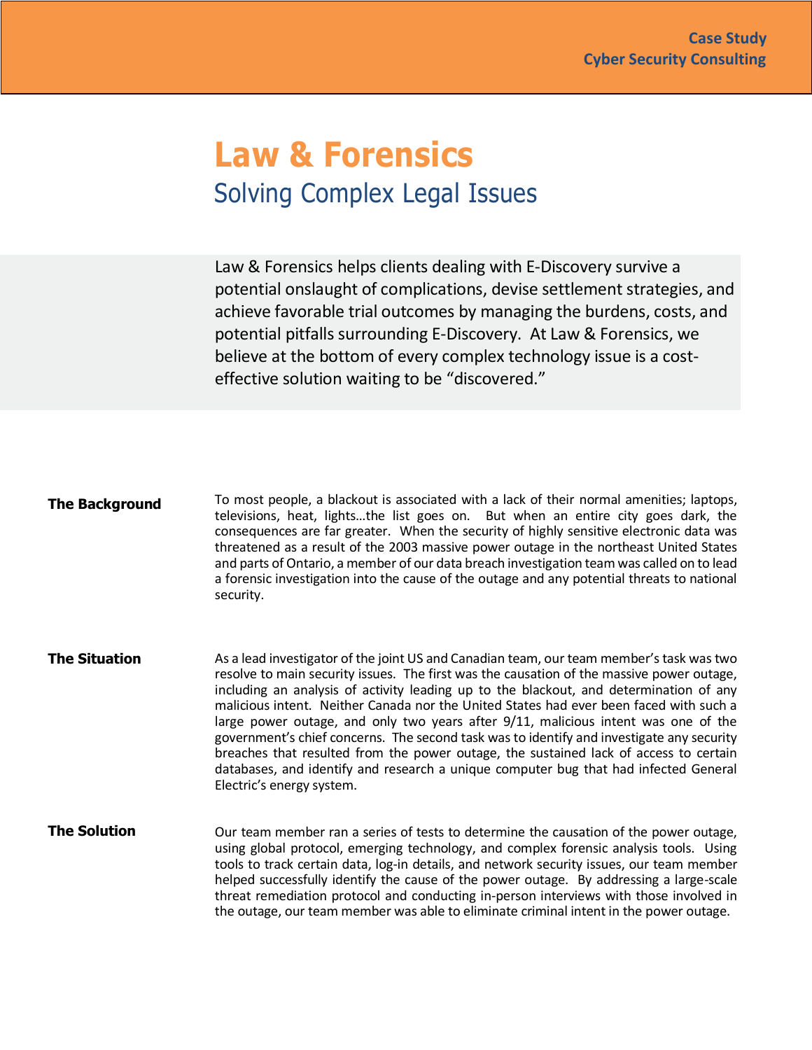**Case Study**
**Cyber Security Consulting**

# Law & Forensics

## Solving Complex Legal Issues

Law & Forensics helps clients dealing with E-Discovery survive a potential onslaught of complications, devise settlement strategies, and achieve favorable trial outcomes by managing the burdens, costs, and potential pitfalls surrounding E-Discovery. At Law & Forensics, we believe at the bottom of every complex technology issue is a cost-effective solution waiting to be "discovered."

### The Background

To most people, a blackout is associated with a lack of their normal amenities; laptops, televisions, heat, lights…the list goes on. But when an entire city goes dark, the consequences are far greater. When the security of highly sensitive electronic data was threatened as a result of the 2003 massive power outage in the northeast United States and parts of Ontario, a member of our data breach investigation team was called on to lead a forensic investigation into the cause of the outage and any potential threats to national security.

### The Situation

As a lead investigator of the joint US and Canadian team, our team member's task was two resolve to main security issues. The first was the causation of the massive power outage, including an analysis of activity leading up to the blackout, and determination of any malicious intent. Neither Canada nor the United States had ever been faced with such a large power outage, and only two years after 9/11, malicious intent was one of the government's chief concerns. The second task was to identify and investigate any security breaches that resulted from the power outage, the sustained lack of access to certain databases, and identify and research a unique computer bug that had infected General Electric's energy system.

### The Solution

Our team member ran a series of tests to determine the causation of the power outage, using global protocol, emerging technology, and complex forensic analysis tools. Using tools to track certain data, log-in details, and network security issues, our team member helped successfully identify the cause of the power outage. By addressing a large-scale threat remediation protocol and conducting in-person interviews with those involved in the outage, our team member was able to eliminate criminal intent in the power outage.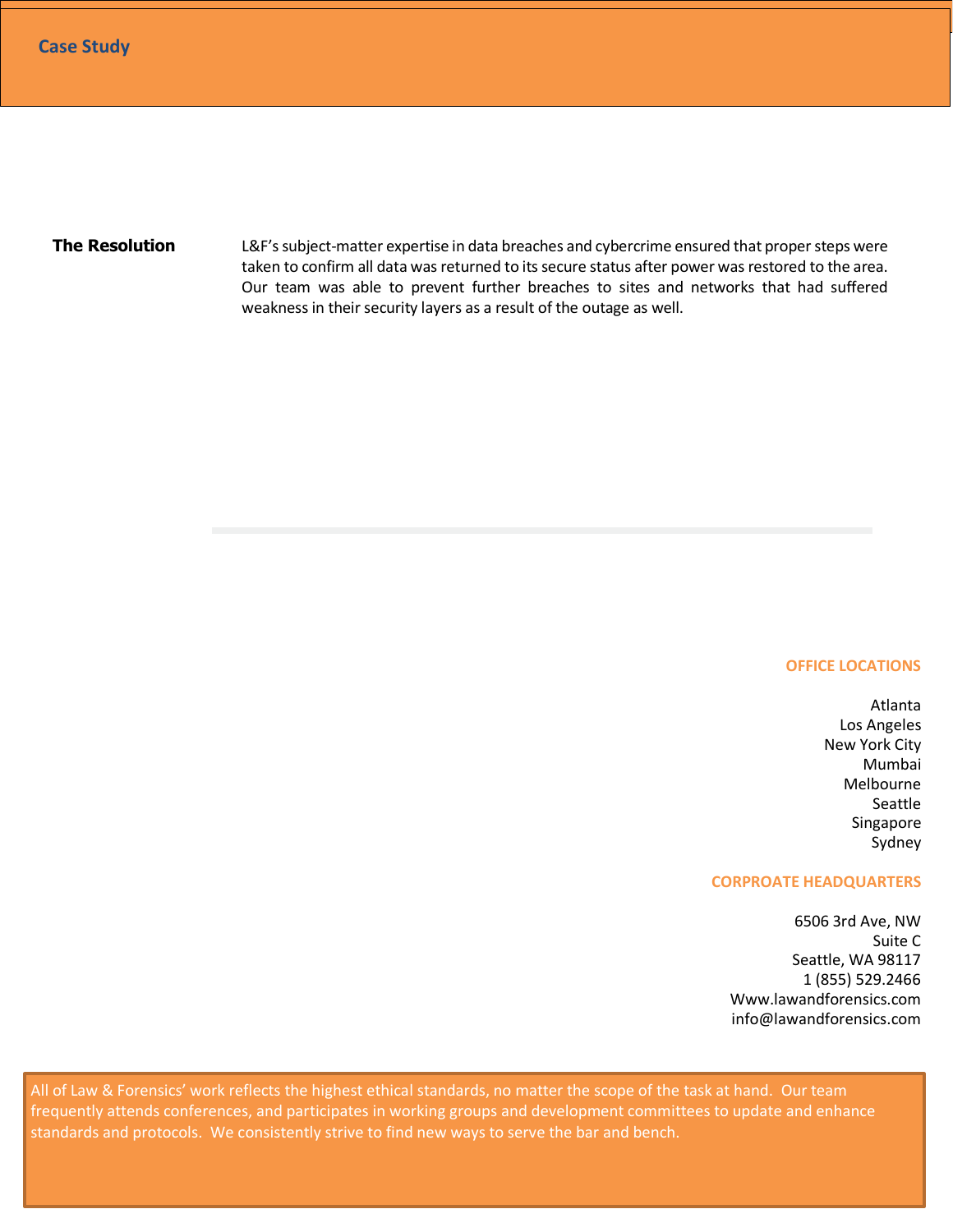Case Study

**The Resolution**

L&F's subject-matter expertise in data breaches and cybercrime ensured that proper steps were taken to confirm all data was returned to its secure status after power was restored to the area. Our team was able to prevent further breaches to sites and networks that had suffered weakness in their security layers as a result of the outage as well.

**OFFICE LOCATIONS**

Atlanta
Los Angeles
New York City
Mumbai
Melbourne
Seattle
Singapore
Sydney

**CORPROATE HEADQUARTERS**

6506 3rd Ave, NW
Suite C
Seattle, WA 98117
1 (855) 529.2466
Www.lawandforensics.com
info@lawandforensics.com

All of Law & Forensics' work reflects the highest ethical standards, no matter the scope of the task at hand. Our team frequently attends conferences, and participates in working groups and development committees to update and enhance standards and protocols. We consistently strive to find new ways to serve the bar and bench.